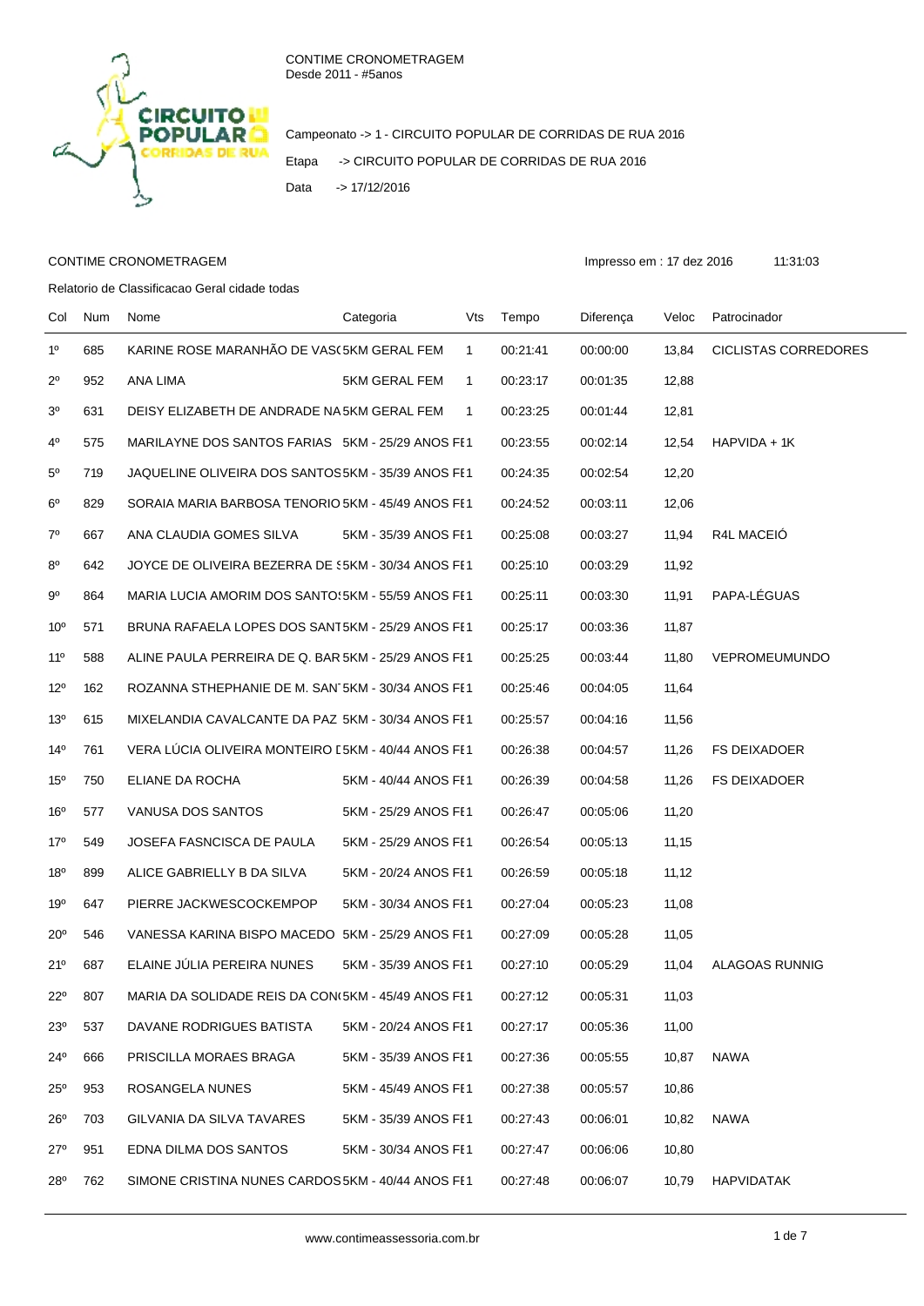CONTIME CRONOMETRAGEM
Desde 2011 - #5anos

Campeonato -> 1 - CIRCUITO POPULAR DE CORRIDAS DE RUA 2016

Etapa -> CIRCUITO POPULAR DE CORRIDAS DE RUA 2016

Data -> 17/12/2016

CONTIME CRONOMETRAGEM

Impresso em : 17 dez 2016 11:31:03

Relatorio de Classificacao Geral cidade todas

| Col | Num | Nome | Categoria | Vts | Tempo | Diferença | Veloc | Patrocinador |
|---|---|---|---|---|---|---|---|---|
| 1º | 685 | KARINE ROSE MARANHÃO DE VAS( | 5KM GERAL FEM | 1 | 00:21:41 | 00:00:00 | 13,84 | CICLISTAS CORREDORES |
| 2º | 952 | ANA LIMA | 5KM GERAL FEM | 1 | 00:23:17 | 00:01:35 | 12,88 | |
| 3º | 631 | DEISY ELIZABETH DE ANDRADE NA | 5KM GERAL FEM | 1 | 00:23:25 | 00:01:44 | 12,81 | |
| 4º | 575 | MARILAYNE DOS SANTOS FARIAS | 5KM - 25/29 ANOS FE | 1 | 00:23:55 | 00:02:14 | 12,54 | HAPVIDA + 1K |
| 5º | 719 | JAQUELINE OLIVEIRA DOS SANTOS | 5KM - 35/39 ANOS FE | 1 | 00:24:35 | 00:02:54 | 12,20 | |
| 6º | 829 | SORAIA MARIA BARBOSA TENORIO | 5KM - 45/49 ANOS FE | 1 | 00:24:52 | 00:03:11 | 12,06 | |
| 7º | 667 | ANA CLAUDIA GOMES SILVA | 5KM - 35/39 ANOS FE | 1 | 00:25:08 | 00:03:27 | 11,94 | R4L MACEIÓ |
| 8º | 642 | JOYCE DE OLIVEIRA BEZERRA DE S | 5KM - 30/34 ANOS FE | 1 | 00:25:10 | 00:03:29 | 11,92 | |
| 9º | 864 | MARIA LUCIA AMORIM DOS SANTOS | 5KM - 55/59 ANOS FE | 1 | 00:25:11 | 00:03:30 | 11,91 | PAPA-LÉGUAS |
| 10º | 571 | BRUNA RAFAELA LOPES DOS SANT | 5KM - 25/29 ANOS FE | 1 | 00:25:17 | 00:03:36 | 11,87 | |
| 11º | 588 | ALINE PAULA PERREIRA DE Q. BAR | 5KM - 25/29 ANOS FE | 1 | 00:25:25 | 00:03:44 | 11,80 | VEPROMEUMUNDO |
| 12º | 162 | ROZANNA STHEPHANIE DE M. SAN | 5KM - 30/34 ANOS FE | 1 | 00:25:46 | 00:04:05 | 11,64 | |
| 13º | 615 | MIXELANDIA CAVALCANTE DA PAZ | 5KM - 30/34 ANOS FE | 1 | 00:25:57 | 00:04:16 | 11,56 | |
| 14º | 761 | VERA LÚCIA OLIVEIRA MONTEIRO D | 5KM - 40/44 ANOS FE | 1 | 00:26:38 | 00:04:57 | 11,26 | FS DEIXADOER |
| 15º | 750 | ELIANE DA ROCHA | 5KM - 40/44 ANOS FE | 1 | 00:26:39 | 00:04:58 | 11,26 | FS DEIXADOER |
| 16º | 577 | VANUSA DOS SANTOS | 5KM - 25/29 ANOS FE | 1 | 00:26:47 | 00:05:06 | 11,20 | |
| 17º | 549 | JOSEFA FASNCISCA DE PAULA | 5KM - 25/29 ANOS FE | 1 | 00:26:54 | 00:05:13 | 11,15 | |
| 18º | 899 | ALICE GABRIELLY B DA SILVA | 5KM - 20/24 ANOS FE | 1 | 00:26:59 | 00:05:18 | 11,12 | |
| 19º | 647 | PIERRE JACKWESCOCKEMPOP | 5KM - 30/34 ANOS FE | 1 | 00:27:04 | 00:05:23 | 11,08 | |
| 20º | 546 | VANESSA KARINA BISPO MACEDO | 5KM - 25/29 ANOS FE | 1 | 00:27:09 | 00:05:28 | 11,05 | |
| 21º | 687 | ELAINE JÚLIA PEREIRA NUNES | 5KM - 35/39 ANOS FE | 1 | 00:27:10 | 00:05:29 | 11,04 | ALAGOAS RUNNIG |
| 22º | 807 | MARIA DA SOLIDADE REIS DA CON | 5KM - 45/49 ANOS FE | 1 | 00:27:12 | 00:05:31 | 11,03 | |
| 23º | 537 | DAVANE RODRIGUES BATISTA | 5KM - 20/24 ANOS FE | 1 | 00:27:17 | 00:05:36 | 11,00 | |
| 24º | 666 | PRISCILLA MORAES BRAGA | 5KM - 35/39 ANOS FE | 1 | 00:27:36 | 00:05:55 | 10,87 | NAWA |
| 25º | 953 | ROSANGELA NUNES | 5KM - 45/49 ANOS FE | 1 | 00:27:38 | 00:05:57 | 10,86 | |
| 26º | 703 | GILVANIA DA SILVA TAVARES | 5KM - 35/39 ANOS FE | 1 | 00:27:43 | 00:06:01 | 10,82 | NAWA |
| 27º | 951 | EDNA DILMA DOS SANTOS | 5KM - 30/34 ANOS FE | 1 | 00:27:47 | 00:06:06 | 10,80 | |
| 28º | 762 | SIMONE CRISTINA NUNES CARDOS | 5KM - 40/44 ANOS FE | 1 | 00:27:48 | 00:06:07 | 10,79 | HAPVIDATAK |

www.contimeassessoria.com.br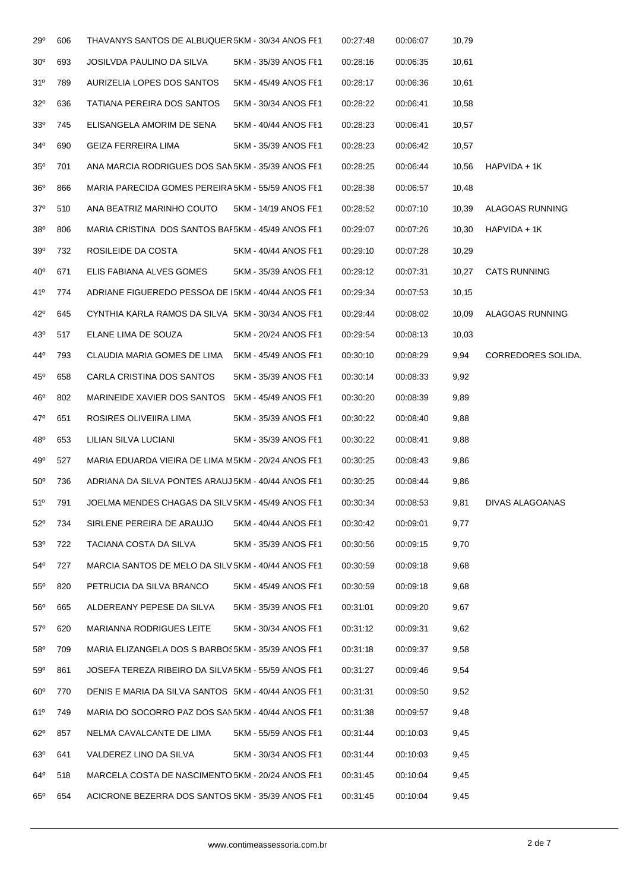| | | | | | | | |
|---|---|---|---|---|---|---|---|
| 29º | 606 | THAVANYS SANTOS DE ALBUQUER | 5KM - 30/34 ANOS FE1 | 00:27:48 | 00:06:07 | 10,79 | |
| 30º | 693 | JOSILVDA PAULINO DA SILVA | 5KM - 35/39 ANOS FE1 | 00:28:16 | 00:06:35 | 10,61 | |
| 31º | 789 | AURIZELIA LOPES DOS SANTOS | 5KM - 45/49 ANOS FE1 | 00:28:17 | 00:06:36 | 10,61 | |
| 32º | 636 | TATIANA PEREIRA DOS SANTOS | 5KM - 30/34 ANOS FE1 | 00:28:22 | 00:06:41 | 10,58 | |
| 33º | 745 | ELISANGELA AMORIM DE SENA | 5KM - 40/44 ANOS FE1 | 00:28:23 | 00:06:41 | 10,57 | |
| 34º | 690 | GEIZA FERREIRA LIMA | 5KM - 35/39 ANOS FE1 | 00:28:23 | 00:06:42 | 10,57 | |
| 35º | 701 | ANA MARCIA RODRIGUES DOS SAN | 5KM - 35/39 ANOS FE1 | 00:28:25 | 00:06:44 | 10,56 | HAPVIDA + 1K |
| 36º | 866 | MARIA PARECIDA GOMES PEREIRA | 5KM - 55/59 ANOS FE1 | 00:28:38 | 00:06:57 | 10,48 | |
| 37º | 510 | ANA BEATRIZ MARINHO COUTO | 5KM - 14/19 ANOS FE1 | 00:28:52 | 00:07:10 | 10,39 | ALAGOAS RUNNING |
| 38º | 806 | MARIA CRISTINA DOS SANTOS BAF | 5KM - 45/49 ANOS FE1 | 00:29:07 | 00:07:26 | 10,30 | HAPVIDA + 1K |
| 39º | 732 | ROSILEIDE DA COSTA | 5KM - 40/44 ANOS FE1 | 00:29:10 | 00:07:28 | 10,29 | |
| 40º | 671 | ELIS FABIANA ALVES GOMES | 5KM - 35/39 ANOS FE1 | 00:29:12 | 00:07:31 | 10,27 | CATS RUNNING |
| 41º | 774 | ADRIANE FIGUEREDO PESSOA DE I | 5KM - 40/44 ANOS FE1 | 00:29:34 | 00:07:53 | 10,15 | |
| 42º | 645 | CYNTHIA KARLA RAMOS DA SILVA | 5KM - 30/34 ANOS FE1 | 00:29:44 | 00:08:02 | 10,09 | ALAGOAS RUNNING |
| 43º | 517 | ELANE LIMA DE SOUZA | 5KM - 20/24 ANOS FE1 | 00:29:54 | 00:08:13 | 10,03 | |
| 44º | 793 | CLAUDIA MARIA GOMES DE LIMA | 5KM - 45/49 ANOS FE1 | 00:30:10 | 00:08:29 | 9,94 | CORREDORES SOLIDA. |
| 45º | 658 | CARLA CRISTINA DOS SANTOS | 5KM - 35/39 ANOS FE1 | 00:30:14 | 00:08:33 | 9,92 | |
| 46º | 802 | MARINEIDE XAVIER DOS SANTOS | 5KM - 45/49 ANOS FE1 | 00:30:20 | 00:08:39 | 9,89 | |
| 47º | 651 | ROSIRES OLIVEIIRA LIMA | 5KM - 35/39 ANOS FE1 | 00:30:22 | 00:08:40 | 9,88 | |
| 48º | 653 | LILIAN SILVA LUCIANI | 5KM - 35/39 ANOS FE1 | 00:30:22 | 00:08:41 | 9,88 | |
| 49º | 527 | MARIA EDUARDA VIEIRA DE LIMA M | 5KM - 20/24 ANOS FE1 | 00:30:25 | 00:08:43 | 9,86 | |
| 50º | 736 | ADRIANA DA SILVA PONTES ARAUJ | 5KM - 40/44 ANOS FE1 | 00:30:25 | 00:08:44 | 9,86 | |
| 51º | 791 | JOELMA MENDES CHAGAS DA SILV | 5KM - 45/49 ANOS FE1 | 00:30:34 | 00:08:53 | 9,81 | DIVAS ALAGOANAS |
| 52º | 734 | SIRLENE PEREIRA DE ARAUJO | 5KM - 40/44 ANOS FE1 | 00:30:42 | 00:09:01 | 9,77 | |
| 53º | 722 | TACIANA COSTA DA SILVA | 5KM - 35/39 ANOS FE1 | 00:30:56 | 00:09:15 | 9,70 | |
| 54º | 727 | MARCIA SANTOS DE MELO DA SILV | 5KM - 40/44 ANOS FE1 | 00:30:59 | 00:09:18 | 9,68 | |
| 55º | 820 | PETRUCIA DA SILVA BRANCO | 5KM - 45/49 ANOS FE1 | 00:30:59 | 00:09:18 | 9,68 | |
| 56º | 665 | ALDEREANY PEPESE DA SILVA | 5KM - 35/39 ANOS FE1 | 00:31:01 | 00:09:20 | 9,67 | |
| 57º | 620 | MARIANNA RODRIGUES LEITE | 5KM - 30/34 ANOS FE1 | 00:31:12 | 00:09:31 | 9,62 | |
| 58º | 709 | MARIA ELIZANGELA DOS S BARBOS | 5KM - 35/39 ANOS FE1 | 00:31:18 | 00:09:37 | 9,58 | |
| 59º | 861 | JOSEFA TEREZA RIBEIRO DA SILVA | 5KM - 55/59 ANOS FE1 | 00:31:27 | 00:09:46 | 9,54 | |
| 60º | 770 | DENIS E MARIA DA SILVA SANTOS | 5KM - 40/44 ANOS FE1 | 00:31:31 | 00:09:50 | 9,52 | |
| 61º | 749 | MARIA DO SOCORRO PAZ DOS SAN | 5KM - 40/44 ANOS FE1 | 00:31:38 | 00:09:57 | 9,48 | |
| 62º | 857 | NELMA CAVALCANTE DE LIMA | 5KM - 55/59 ANOS FE1 | 00:31:44 | 00:10:03 | 9,45 | |
| 63º | 641 | VALDEREZ LINO DA SILVA | 5KM - 30/34 ANOS FE1 | 00:31:44 | 00:10:03 | 9,45 | |
| 64º | 518 | MARCELA COSTA DE NASCIMENTO | 5KM - 20/24 ANOS FE1 | 00:31:45 | 00:10:04 | 9,45 | |
| 65º | 654 | ACICRONE BEZERRA DOS SANTOS | 5KM - 35/39 ANOS FE1 | 00:31:45 | 00:10:04 | 9,45 | |

www.contimeassessoria.com.br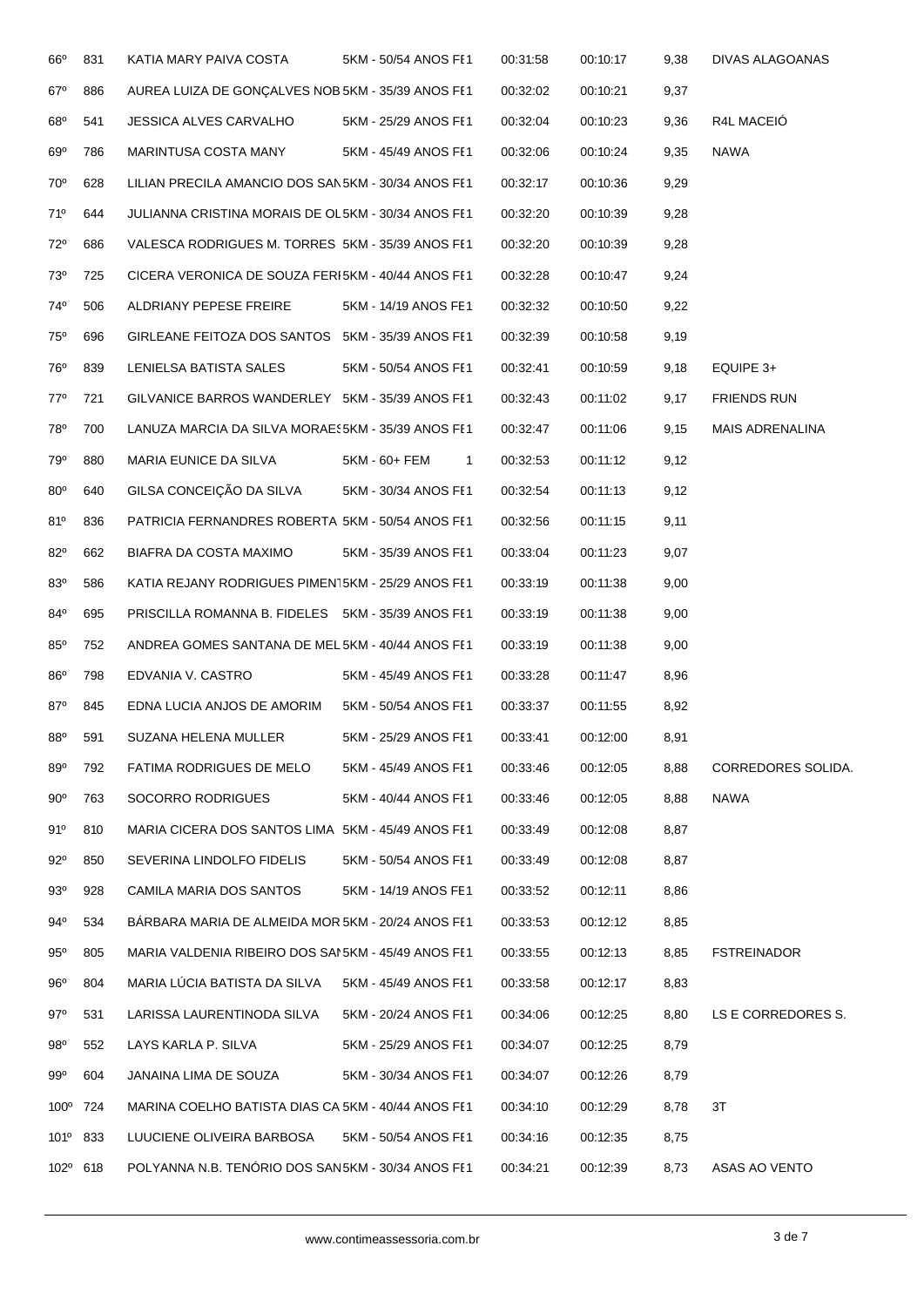| 66º | 831 | KATIA MARY PAIVA COSTA | 5KM - 50/54 ANOS FE1 | 00:31:58 | 00:10:17 | 9,38 | DIVAS ALAGOANAS |
|---|---|---|---|---|---|---|---|
| 67º | 886 | AUREA LUIZA DE GONÇALVES NOB 5KM - 35/39 ANOS FE1 | | 00:32:02 | 00:10:21 | 9,37 | |
| 68º | 541 | JESSICA ALVES CARVALHO | 5KM - 25/29 ANOS FE1 | 00:32:04 | 00:10:23 | 9,36 | R4L MACEIÓ |
| 69º | 786 | MARINTUSA COSTA MANY | 5KM - 45/49 ANOS FE1 | 00:32:06 | 00:10:24 | 9,35 | NAWA |
| 70º | 628 | LILIAN PRECILA AMANCIO DOS SAN 5KM - 30/34 ANOS FE1 | | 00:32:17 | 00:10:36 | 9,29 | |
| 71º | 644 | JULIANNA CRISTINA MORAIS DE OL 5KM - 30/34 ANOS FE1 | | 00:32:20 | 00:10:39 | 9,28 | |
| 72º | 686 | VALESCA RODRIGUES M. TORRES | 5KM - 35/39 ANOS FE1 | 00:32:20 | 00:10:39 | 9,28 | |
| 73º | 725 | CICERA VERONICA DE SOUZA FERI 5KM - 40/44 ANOS FE1 | | 00:32:28 | 00:10:47 | 9,24 | |
| 74º | 506 | ALDRIANY PEPESE FREIRE | 5KM - 14/19 ANOS FE1 | 00:32:32 | 00:10:50 | 9,22 | |
| 75º | 696 | GIRLEANE FEITOZA DOS SANTOS | 5KM - 35/39 ANOS FE1 | 00:32:39 | 00:10:58 | 9,19 | |
| 76º | 839 | LENIELSA BATISTA SALES | 5KM - 50/54 ANOS FE1 | 00:32:41 | 00:10:59 | 9,18 | EQUIPE 3+ |
| 77º | 721 | GILVANICE BARROS WANDERLEY | 5KM - 35/39 ANOS FE1 | 00:32:43 | 00:11:02 | 9,17 | FRIENDS RUN |
| 78º | 700 | LANUZA MARCIA DA SILVA MORAES 5KM - 35/39 ANOS FE1 | | 00:32:47 | 00:11:06 | 9,15 | MAIS ADRENALINA |
| 79º | 880 | MARIA EUNICE DA SILVA | 5KM - 60+ FEM 1 | 00:32:53 | 00:11:12 | 9,12 | |
| 80º | 640 | GILSA CONCEIÇÃO DA SILVA | 5KM - 30/34 ANOS FE1 | 00:32:54 | 00:11:13 | 9,12 | |
| 81º | 836 | PATRICIA FERNANDRES ROBERTA | 5KM - 50/54 ANOS FE1 | 00:32:56 | 00:11:15 | 9,11 | |
| 82º | 662 | BIAFRA DA COSTA MAXIMO | 5KM - 35/39 ANOS FE1 | 00:33:04 | 00:11:23 | 9,07 | |
| 83º | 586 | KATIA REJANY RODRIGUES PIMENT 5KM - 25/29 ANOS FE1 | | 00:33:19 | 00:11:38 | 9,00 | |
| 84º | 695 | PRISCILLA ROMANNA B. FIDELES | 5KM - 35/39 ANOS FE1 | 00:33:19 | 00:11:38 | 9,00 | |
| 85º | 752 | ANDREA GOMES SANTANA DE MEL 5KM - 40/44 ANOS FE1 | | 00:33:19 | 00:11:38 | 9,00 | |
| 86º | 798 | EDVANIA V. CASTRO | 5KM - 45/49 ANOS FE1 | 00:33:28 | 00:11:47 | 8,96 | |
| 87º | 845 | EDNA LUCIA ANJOS DE AMORIM | 5KM - 50/54 ANOS FE1 | 00:33:37 | 00:11:55 | 8,92 | |
| 88º | 591 | SUZANA HELENA MULLER | 5KM - 25/29 ANOS FE1 | 00:33:41 | 00:12:00 | 8,91 | |
| 89º | 792 | FATIMA RODRIGUES DE MELO | 5KM - 45/49 ANOS FE1 | 00:33:46 | 00:12:05 | 8,88 | CORREDORES SOLIDA. |
| 90º | 763 | SOCORRO RODRIGUES | 5KM - 40/44 ANOS FE1 | 00:33:46 | 00:12:05 | 8,88 | NAWA |
| 91º | 810 | MARIA CICERA DOS SANTOS LIMA | 5KM - 45/49 ANOS FE1 | 00:33:49 | 00:12:08 | 8,87 | |
| 92º | 850 | SEVERINA LINDOLFO FIDELIS | 5KM - 50/54 ANOS FE1 | 00:33:49 | 00:12:08 | 8,87 | |
| 93º | 928 | CAMILA MARIA DOS SANTOS | 5KM - 14/19 ANOS FE1 | 00:33:52 | 00:12:11 | 8,86 | |
| 94º | 534 | BÁRBARA MARIA DE ALMEIDA MOR 5KM - 20/24 ANOS FE1 | | 00:33:53 | 00:12:12 | 8,85 | |
| 95º | 805 | MARIA VALDENIA RIBEIRO DOS SAI 5KM - 45/49 ANOS FE1 | | 00:33:55 | 00:12:13 | 8,85 | FSTREINADOR |
| 96º | 804 | MARIA LÚCIA BATISTA DA SILVA | 5KM - 45/49 ANOS FE1 | 00:33:58 | 00:12:17 | 8,83 | |
| 97º | 531 | LARISSA LAURENTINODA SILVA | 5KM - 20/24 ANOS FE1 | 00:34:06 | 00:12:25 | 8,80 | LS E CORREDORES S. |
| 98º | 552 | LAYS KARLA P. SILVA | 5KM - 25/29 ANOS FE1 | 00:34:07 | 00:12:25 | 8,79 | |
| 99º | 604 | JANAINA LIMA DE SOUZA | 5KM - 30/34 ANOS FE1 | 00:34:07 | 00:12:26 | 8,79 | |
| 100º | 724 | MARINA COELHO BATISTA DIAS CA 5KM - 40/44 ANOS FE1 | | 00:34:10 | 00:12:29 | 8,78 | 3T |
| 101º | 833 | LUUCIENE OLIVEIRA BARBOSA | 5KM - 50/54 ANOS FE1 | 00:34:16 | 00:12:35 | 8,75 | |
| 102º | 618 | POLYANNA N.B. TENÓRIO DOS SAN 5KM - 30/34 ANOS FE1 | | 00:34:21 | 00:12:39 | 8,73 | ASAS AO VENTO |

www.contimeassessoria.com.br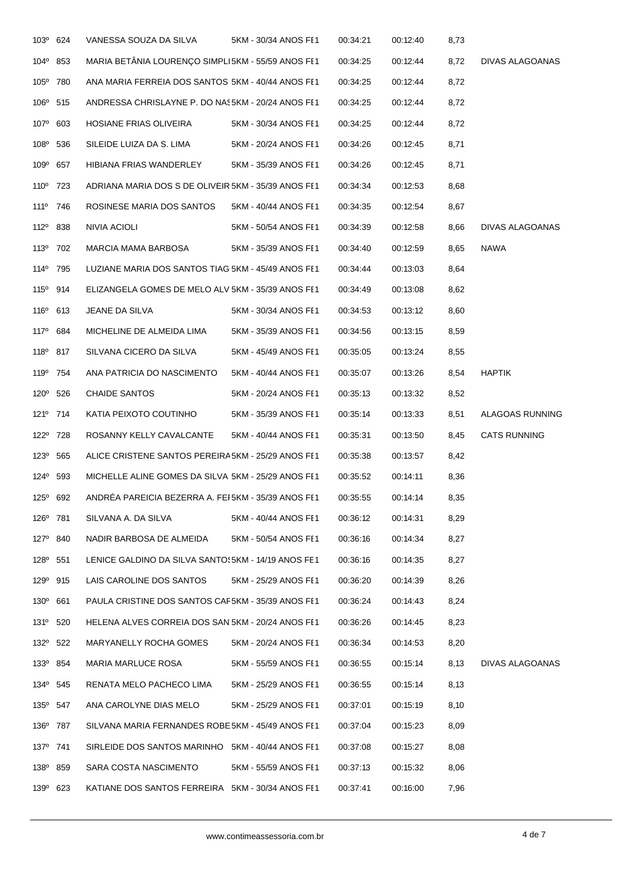| | | | | | | | |
|---|---|---|---|---|---|---|---|
| 103º | 624 | VANESSA SOUZA DA SILVA | 5KM - 30/34 ANOS FE1 | 00:34:21 | 00:12:40 | 8,73 | |
| 104º | 853 | MARIA BETÂNIA LOURENÇO SIMPLI | 5KM - 55/59 ANOS FE1 | 00:34:25 | 00:12:44 | 8,72 | DIVAS ALAGOANAS |
| 105º | 780 | ANA MARIA FERREIA DOS SANTOS | 5KM - 40/44 ANOS FE1 | 00:34:25 | 00:12:44 | 8,72 | |
| 106º | 515 | ANDRESSA CHRISLAYNE P. DO NAS | 5KM - 20/24 ANOS FE1 | 00:34:25 | 00:12:44 | 8,72 | |
| 107º | 603 | HOSIANE FRIAS OLIVEIRA | 5KM - 30/34 ANOS FE1 | 00:34:25 | 00:12:44 | 8,72 | |
| 108º | 536 | SILEIDE LUIZA DA S. LIMA | 5KM - 20/24 ANOS FE1 | 00:34:26 | 00:12:45 | 8,71 | |
| 109º | 657 | HIBIANA FRIAS WANDERLEY | 5KM - 35/39 ANOS FE1 | 00:34:26 | 00:12:45 | 8,71 | |
| 110º | 723 | ADRIANA MARIA DOS S DE OLIVEIR | 5KM - 35/39 ANOS FE1 | 00:34:34 | 00:12:53 | 8,68 | |
| 111º | 746 | ROSINESE MARIA DOS SANTOS | 5KM - 40/44 ANOS FE1 | 00:34:35 | 00:12:54 | 8,67 | |
| 112º | 838 | NIVIA ACIOLI | 5KM - 50/54 ANOS FE1 | 00:34:39 | 00:12:58 | 8,66 | DIVAS ALAGOANAS |
| 113º | 702 | MARCIA MAMA BARBOSA | 5KM - 35/39 ANOS FE1 | 00:34:40 | 00:12:59 | 8,65 | NAWA |
| 114º | 795 | LUZIANE MARIA DOS SANTOS TIAG | 5KM - 45/49 ANOS FE1 | 00:34:44 | 00:13:03 | 8,64 | |
| 115º | 914 | ELIZANGELA GOMES DE MELO ALV | 5KM - 35/39 ANOS FE1 | 00:34:49 | 00:13:08 | 8,62 | |
| 116º | 613 | JEANE DA SILVA | 5KM - 30/34 ANOS FE1 | 00:34:53 | 00:13:12 | 8,60 | |
| 117º | 684 | MICHELINE DE ALMEIDA LIMA | 5KM - 35/39 ANOS FE1 | 00:34:56 | 00:13:15 | 8,59 | |
| 118º | 817 | SILVANA CICERO DA SILVA | 5KM - 45/49 ANOS FE1 | 00:35:05 | 00:13:24 | 8,55 | |
| 119º | 754 | ANA PATRICIA DO NASCIMENTO | 5KM - 40/44 ANOS FE1 | 00:35:07 | 00:13:26 | 8,54 | HAPTIK |
| 120º | 526 | CHAIDE SANTOS | 5KM - 20/24 ANOS FE1 | 00:35:13 | 00:13:32 | 8,52 | |
| 121º | 714 | KATIA PEIXOTO COUTINHO | 5KM - 35/39 ANOS FE1 | 00:35:14 | 00:13:33 | 8,51 | ALAGOAS RUNNING |
| 122º | 728 | ROSANNY KELLY CAVALCANTE | 5KM - 40/44 ANOS FE1 | 00:35:31 | 00:13:50 | 8,45 | CATS RUNNING |
| 123º | 565 | ALICE CRISTENE SANTOS PEREIRA | 5KM - 25/29 ANOS FE1 | 00:35:38 | 00:13:57 | 8,42 | |
| 124º | 593 | MICHELLE ALINE GOMES DA SILVA | 5KM - 25/29 ANOS FE1 | 00:35:52 | 00:14:11 | 8,36 | |
| 125º | 692 | ANDRÉA PAREICIA BEZERRA A. FEI | 5KM - 35/39 ANOS FE1 | 00:35:55 | 00:14:14 | 8,35 | |
| 126º | 781 | SILVANA A. DA SILVA | 5KM - 40/44 ANOS FE1 | 00:36:12 | 00:14:31 | 8,29 | |
| 127º | 840 | NADIR BARBOSA DE ALMEIDA | 5KM - 50/54 ANOS FE1 | 00:36:16 | 00:14:34 | 8,27 | |
| 128º | 551 | LENICE GALDINO DA SILVA SANTOS | 5KM - 14/19 ANOS FE1 | 00:36:16 | 00:14:35 | 8,27 | |
| 129º | 915 | LAIS CAROLINE DOS SANTOS | 5KM - 25/29 ANOS FE1 | 00:36:20 | 00:14:39 | 8,26 | |
| 130º | 661 | PAULA CRISTINE DOS SANTOS CAF | 5KM - 35/39 ANOS FE1 | 00:36:24 | 00:14:43 | 8,24 | |
| 131º | 520 | HELENA ALVES CORREIA DOS SAN | 5KM - 20/24 ANOS FE1 | 00:36:26 | 00:14:45 | 8,23 | |
| 132º | 522 | MARYANELLY ROCHA GOMES | 5KM - 20/24 ANOS FE1 | 00:36:34 | 00:14:53 | 8,20 | |
| 133º | 854 | MARIA MARLUCE ROSA | 5KM - 55/59 ANOS FE1 | 00:36:55 | 00:15:14 | 8,13 | DIVAS ALAGOANAS |
| 134º | 545 | RENATA MELO PACHECO LIMA | 5KM - 25/29 ANOS FE1 | 00:36:55 | 00:15:14 | 8,13 | |
| 135º | 547 | ANA CAROLYNE DIAS MELO | 5KM - 25/29 ANOS FE1 | 00:37:01 | 00:15:19 | 8,10 | |
| 136º | 787 | SILVANA MARIA FERNANDES ROBE | 5KM - 45/49 ANOS FE1 | 00:37:04 | 00:15:23 | 8,09 | |
| 137º | 741 | SIRLEIDE DOS SANTOS MARINHO | 5KM - 40/44 ANOS FE1 | 00:37:08 | 00:15:27 | 8,08 | |
| 138º | 859 | SARA COSTA NASCIMENTO | 5KM - 55/59 ANOS FE1 | 00:37:13 | 00:15:32 | 8,06 | |
| 139º | 623 | KATIANE DOS SANTOS FERREIRA | 5KM - 30/34 ANOS FE1 | 00:37:41 | 00:16:00 | 7,96 | |

www.contimeassessoria.com.br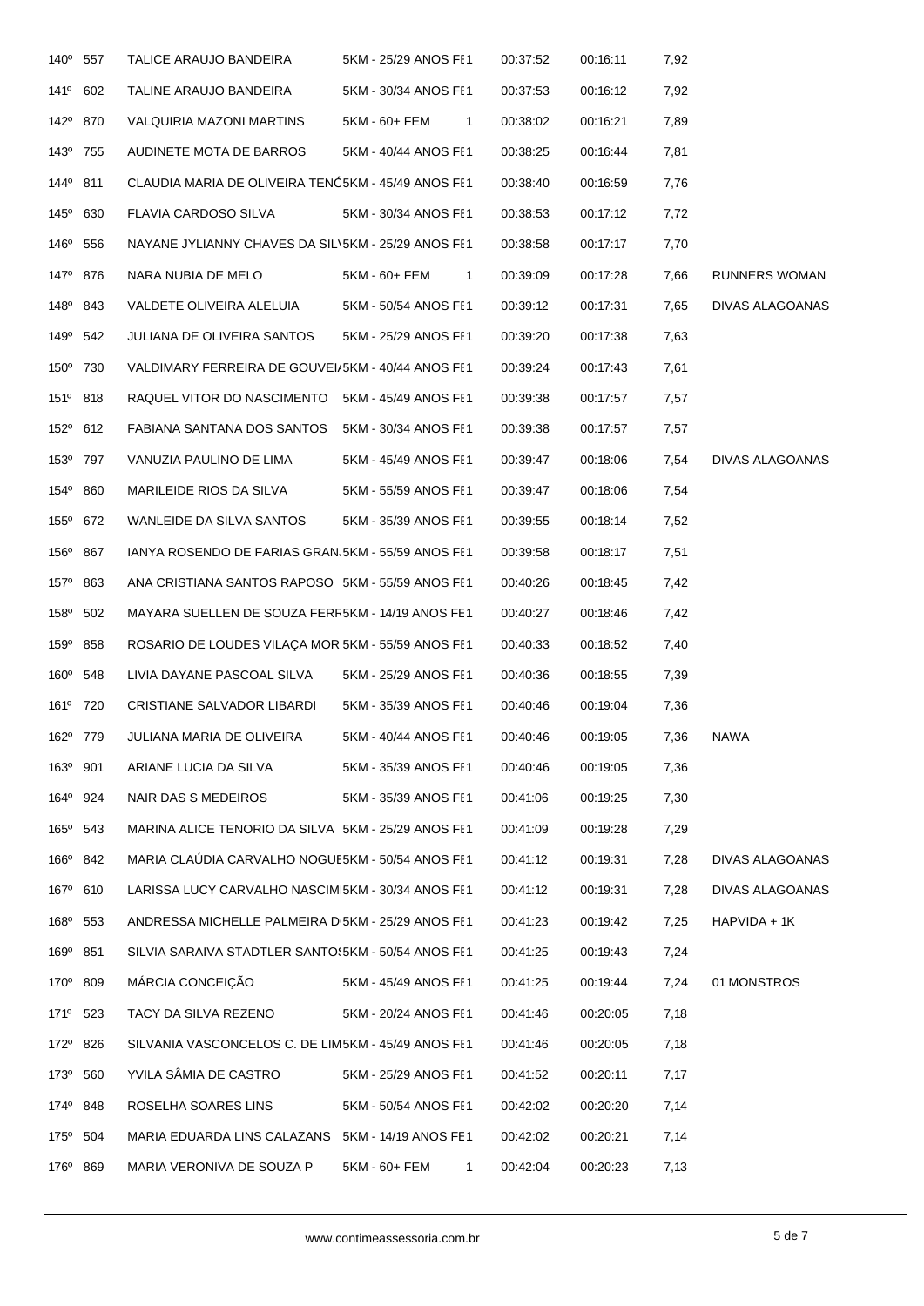| | | | | | | | | |
|---|---|---|---|---|---|---|---|---|
| 140º | 557 | TALICE ARAUJO BANDEIRA | 5KM - 25/29 ANOS FE1 | | 00:37:52 | 00:16:11 | 7,92 | |
| 141º | 602 | TALINE ARAUJO BANDEIRA | 5KM - 30/34 ANOS FE1 | | 00:37:53 | 00:16:12 | 7,92 | |
| 142º | 870 | VALQUIRIA MAZONI MARTINS | 5KM - 60+ FEM | 1 | 00:38:02 | 00:16:21 | 7,89 | |
| 143º | 755 | AUDINETE MOTA DE BARROS | 5KM - 40/44 ANOS FE1 | | 00:38:25 | 00:16:44 | 7,81 | |
| 144º | 811 | CLAUDIA MARIA DE OLIVEIRA TENÓ5KM - 45/49 ANOS FE1 | | | 00:38:40 | 00:16:59 | 7,76 | |
| 145º | 630 | FLAVIA CARDOSO SILVA | 5KM - 30/34 ANOS FE1 | | 00:38:53 | 00:17:12 | 7,72 | |
| 146º | 556 | NAYANE JYLIANNY CHAVES DA SIL\5KM - 25/29 ANOS FE1 | | | 00:38:58 | 00:17:17 | 7,70 | |
| 147º | 876 | NARA NUBIA DE MELO | 5KM - 60+ FEM | 1 | 00:39:09 | 00:17:28 | 7,66 | RUNNERS WOMAN |
| 148º | 843 | VALDETE OLIVEIRA ALELUIA | 5KM - 50/54 ANOS FE1 | | 00:39:12 | 00:17:31 | 7,65 | DIVAS ALAGOANAS |
| 149º | 542 | JULIANA DE OLIVEIRA SANTOS | 5KM - 25/29 ANOS FE1 | | 00:39:20 | 00:17:38 | 7,63 | |
| 150º | 730 | VALDIMARY FERREIRA DE GOUVEI/5KM - 40/44 ANOS FE1 | | | 00:39:24 | 00:17:43 | 7,61 | |
| 151º | 818 | RAQUEL VITOR DO NASCIMENTO | 5KM - 45/49 ANOS FE1 | | 00:39:38 | 00:17:57 | 7,57 | |
| 152º | 612 | FABIANA SANTANA DOS SANTOS | 5KM - 30/34 ANOS FE1 | | 00:39:38 | 00:17:57 | 7,57 | |
| 153º | 797 | VANUZIA PAULINO DE LIMA | 5KM - 45/49 ANOS FE1 | | 00:39:47 | 00:18:06 | 7,54 | DIVAS ALAGOANAS |
| 154º | 860 | MARILEIDE RIOS DA SILVA | 5KM - 55/59 ANOS FE1 | | 00:39:47 | 00:18:06 | 7,54 | |
| 155º | 672 | WANLEIDE DA SILVA SANTOS | 5KM - 35/39 ANOS FE1 | | 00:39:55 | 00:18:14 | 7,52 | |
| 156º | 867 | IANYA ROSENDO DE FARIAS GRAN.5KM - 55/59 ANOS FE1 | | | 00:39:58 | 00:18:17 | 7,51 | |
| 157º | 863 | ANA CRISTIANA SANTOS RAPOSO | 5KM - 55/59 ANOS FE1 | | 00:40:26 | 00:18:45 | 7,42 | |
| 158º | 502 | MAYARA SUELLEN DE SOUZA FERF5KM - 14/19 ANOS FE1 | | | 00:40:27 | 00:18:46 | 7,42 | |
| 159º | 858 | ROSARIO DE LOUDES VILAÇA MOR 5KM - 55/59 ANOS FE1 | | | 00:40:33 | 00:18:52 | 7,40 | |
| 160º | 548 | LIVIA DAYANE PASCOAL SILVA | 5KM - 25/29 ANOS FE1 | | 00:40:36 | 00:18:55 | 7,39 | |
| 161º | 720 | CRISTIANE SALVADOR LIBARDI | 5KM - 35/39 ANOS FE1 | | 00:40:46 | 00:19:04 | 7,36 | |
| 162º | 779 | JULIANA MARIA DE OLIVEIRA | 5KM - 40/44 ANOS FE1 | | 00:40:46 | 00:19:05 | 7,36 | NAWA |
| 163º | 901 | ARIANE LUCIA DA SILVA | 5KM - 35/39 ANOS FE1 | | 00:40:46 | 00:19:05 | 7,36 | |
| 164º | 924 | NAIR DAS S MEDEIROS | 5KM - 35/39 ANOS FE1 | | 00:41:06 | 00:19:25 | 7,30 | |
| 165º | 543 | MARINA ALICE TENORIO DA SILVA | 5KM - 25/29 ANOS FE1 | | 00:41:09 | 00:19:28 | 7,29 | |
| 166º | 842 | MARIA CLAÚDIA CARVALHO NOGUE5KM - 50/54 ANOS FE1 | | | 00:41:12 | 00:19:31 | 7,28 | DIVAS ALAGOANAS |
| 167º | 610 | LARISSA LUCY CARVALHO NASCIM 5KM - 30/34 ANOS FE1 | | | 00:41:12 | 00:19:31 | 7,28 | DIVAS ALAGOANAS |
| 168º | 553 | ANDRESSA MICHELLE PALMEIRA D 5KM - 25/29 ANOS FE1 | | | 00:41:23 | 00:19:42 | 7,25 | HAPVIDA + 1K |
| 169º | 851 | SILVIA SARAIVA STADTLER SANTO:5KM - 50/54 ANOS FE1 | | | 00:41:25 | 00:19:43 | 7,24 | |
| 170º | 809 | MÁRCIA CONCEIÇÃO | 5KM - 45/49 ANOS FE1 | | 00:41:25 | 00:19:44 | 7,24 | 01 MONSTROS |
| 171º | 523 | TACY DA SILVA REZENO | 5KM - 20/24 ANOS FE1 | | 00:41:46 | 00:20:05 | 7,18 | |
| 172º | 826 | SILVANIA VASCONCELOS C. DE LIM5KM - 45/49 ANOS FE1 | | | 00:41:46 | 00:20:05 | 7,18 | |
| 173º | 560 | YVILA SÂMIA DE CASTRO | 5KM - 25/29 ANOS FE1 | | 00:41:52 | 00:20:11 | 7,17 | |
| 174º | 848 | ROSELHA SOARES LINS | 5KM - 50/54 ANOS FE1 | | 00:42:02 | 00:20:20 | 7,14 | |
| 175º | 504 | MARIA EDUARDA LINS CALAZANS | 5KM - 14/19 ANOS FE1 | | 00:42:02 | 00:20:21 | 7,14 | |
| 176º | 869 | MARIA VERONIVA DE SOUZA P | 5KM - 60+ FEM | 1 | 00:42:04 | 00:20:23 | 7,13 | |

www.contimeassessoria.com.br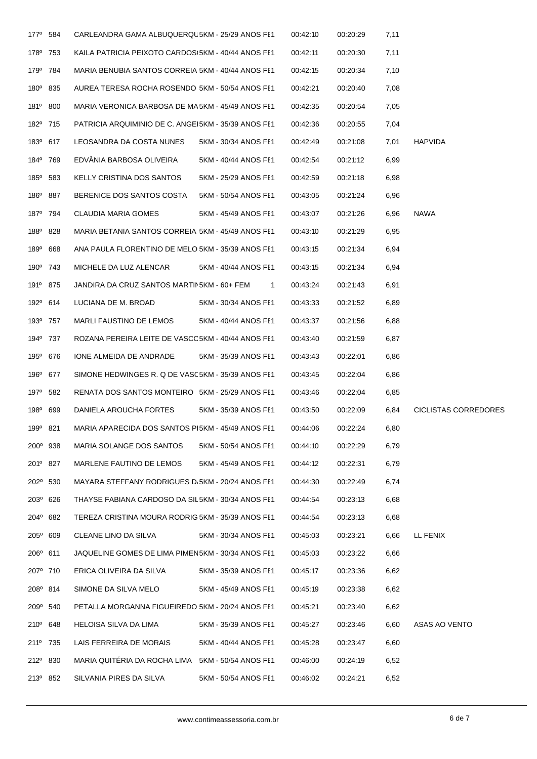| | | | | | | | |
|---|---|---|---|---|---|---|---|
| 177º | 584 | CARLEANDRA GAMA ALBUQUERQU | 5KM - 25/29 ANOS FE1 | 00:42:10 | 00:20:29 | 7,11 | |
| 178º | 753 | KAILA PATRICIA PEIXOTO CARDOS | 5KM - 40/44 ANOS FE1 | 00:42:11 | 00:20:30 | 7,11 | |
| 179º | 784 | MARIA BENUBIA SANTOS CORREIA | 5KM - 40/44 ANOS FE1 | 00:42:15 | 00:20:34 | 7,10 | |
| 180º | 835 | AUREA TERESA ROCHA ROSENDO | 5KM - 50/54 ANOS FE1 | 00:42:21 | 00:20:40 | 7,08 | |
| 181º | 800 | MARIA VERONICA BARBOSA DE MA | 5KM - 45/49 ANOS FE1 | 00:42:35 | 00:20:54 | 7,05 | |
| 182º | 715 | PATRICIA ARQUIMINIO DE C. ANGEI | 5KM - 35/39 ANOS FE1 | 00:42:36 | 00:20:55 | 7,04 | |
| 183º | 617 | LEOSANDRA DA COSTA NUNES | 5KM - 30/34 ANOS FE1 | 00:42:49 | 00:21:08 | 7,01 | HAPVIDA |
| 184º | 769 | EDVÂNIA BARBOSA OLIVEIRA | 5KM - 40/44 ANOS FE1 | 00:42:54 | 00:21:12 | 6,99 | |
| 185º | 583 | KELLY CRISTINA DOS SANTOS | 5KM - 25/29 ANOS FE1 | 00:42:59 | 00:21:18 | 6,98 | |
| 186º | 887 | BERENICE DOS SANTOS COSTA | 5KM - 50/54 ANOS FE1 | 00:43:05 | 00:21:24 | 6,96 | |
| 187º | 794 | CLAUDIA MARIA GOMES | 5KM - 45/49 ANOS FE1 | 00:43:07 | 00:21:26 | 6,96 | NAWA |
| 188º | 828 | MARIA BETANIA SANTOS CORREIA | 5KM - 45/49 ANOS FE1 | 00:43:10 | 00:21:29 | 6,95 | |
| 189º | 668 | ANA PAULA FLORENTINO DE MELO | 5KM - 35/39 ANOS FE1 | 00:43:15 | 00:21:34 | 6,94 | |
| 190º | 743 | MICHELE DA LUZ ALENCAR | 5KM - 40/44 ANOS FE1 | 00:43:15 | 00:21:34 | 6,94 | |
| 191º | 875 | JANDIRA DA CRUZ SANTOS MARTIN | 5KM - 60+ FEM 1 | 00:43:24 | 00:21:43 | 6,91 | |
| 192º | 614 | LUCIANA DE M. BROAD | 5KM - 30/34 ANOS FE1 | 00:43:33 | 00:21:52 | 6,89 | |
| 193º | 757 | MARLI FAUSTINO DE LEMOS | 5KM - 40/44 ANOS FE1 | 00:43:37 | 00:21:56 | 6,88 | |
| 194º | 737 | ROZANA PEREIRA LEITE DE VASCO | 5KM - 40/44 ANOS FE1 | 00:43:40 | 00:21:59 | 6,87 | |
| 195º | 676 | IONE ALMEIDA DE ANDRADE | 5KM - 35/39 ANOS FE1 | 00:43:43 | 00:22:01 | 6,86 | |
| 196º | 677 | SIMONE HEDWINGES R. Q DE VASC | 5KM - 35/39 ANOS FE1 | 00:43:45 | 00:22:04 | 6,86 | |
| 197º | 582 | RENATA DOS SANTOS MONTEIRO | 5KM - 25/29 ANOS FE1 | 00:43:46 | 00:22:04 | 6,85 | |
| 198º | 699 | DANIELA AROUCHA FORTES | 5KM - 35/39 ANOS FE1 | 00:43:50 | 00:22:09 | 6,84 | CICLISTAS CORREDORES |
| 199º | 821 | MARIA APARECIDA DOS SANTOS PI | 5KM - 45/49 ANOS FE1 | 00:44:06 | 00:22:24 | 6,80 | |
| 200º | 938 | MARIA SOLANGE DOS SANTOS | 5KM - 50/54 ANOS FE1 | 00:44:10 | 00:22:29 | 6,79 | |
| 201º | 827 | MARLENE FAUTINO DE LEMOS | 5KM - 45/49 ANOS FE1 | 00:44:12 | 00:22:31 | 6,79 | |
| 202º | 530 | MAYARA STEFFANY RODRIGUES D. | 5KM - 20/24 ANOS FE1 | 00:44:30 | 00:22:49 | 6,74 | |
| 203º | 626 | THAYSE FABIANA CARDOSO DA SIL | 5KM - 30/34 ANOS FE1 | 00:44:54 | 00:23:13 | 6,68 | |
| 204º | 682 | TEREZA CRISTINA MOURA RODRIG | 5KM - 35/39 ANOS FE1 | 00:44:54 | 00:23:13 | 6,68 | |
| 205º | 609 | CLEANE LINO DA SILVA | 5KM - 30/34 ANOS FE1 | 00:45:03 | 00:23:21 | 6,66 | LL FENIX |
| 206º | 611 | JAQUELINE GOMES DE LIMA PIMEN | 5KM - 30/34 ANOS FE1 | 00:45:03 | 00:23:22 | 6,66 | |
| 207º | 710 | ERICA OLIVEIRA DA SILVA | 5KM - 35/39 ANOS FE1 | 00:45:17 | 00:23:36 | 6,62 | |
| 208º | 814 | SIMONE DA SILVA MELO | 5KM - 45/49 ANOS FE1 | 00:45:19 | 00:23:38 | 6,62 | |
| 209º | 540 | PETALLA MORGANNA FIGUEIREDO | 5KM - 20/24 ANOS FE1 | 00:45:21 | 00:23:40 | 6,62 | |
| 210º | 648 | HELOISA SILVA DA LIMA | 5KM - 35/39 ANOS FE1 | 00:45:27 | 00:23:46 | 6,60 | ASAS AO VENTO |
| 211º | 735 | LAIS FERREIRA DE MORAIS | 5KM - 40/44 ANOS FE1 | 00:45:28 | 00:23:47 | 6,60 | |
| 212º | 830 | MARIA QUITÉRIA DA ROCHA LIMA | 5KM - 50/54 ANOS FE1 | 00:46:00 | 00:24:19 | 6,52 | |
| 213º | 852 | SILVANIA PIRES DA SILVA | 5KM - 50/54 ANOS FE1 | 00:46:02 | 00:24:21 | 6,52 | |

www.contimeassessoria.com.br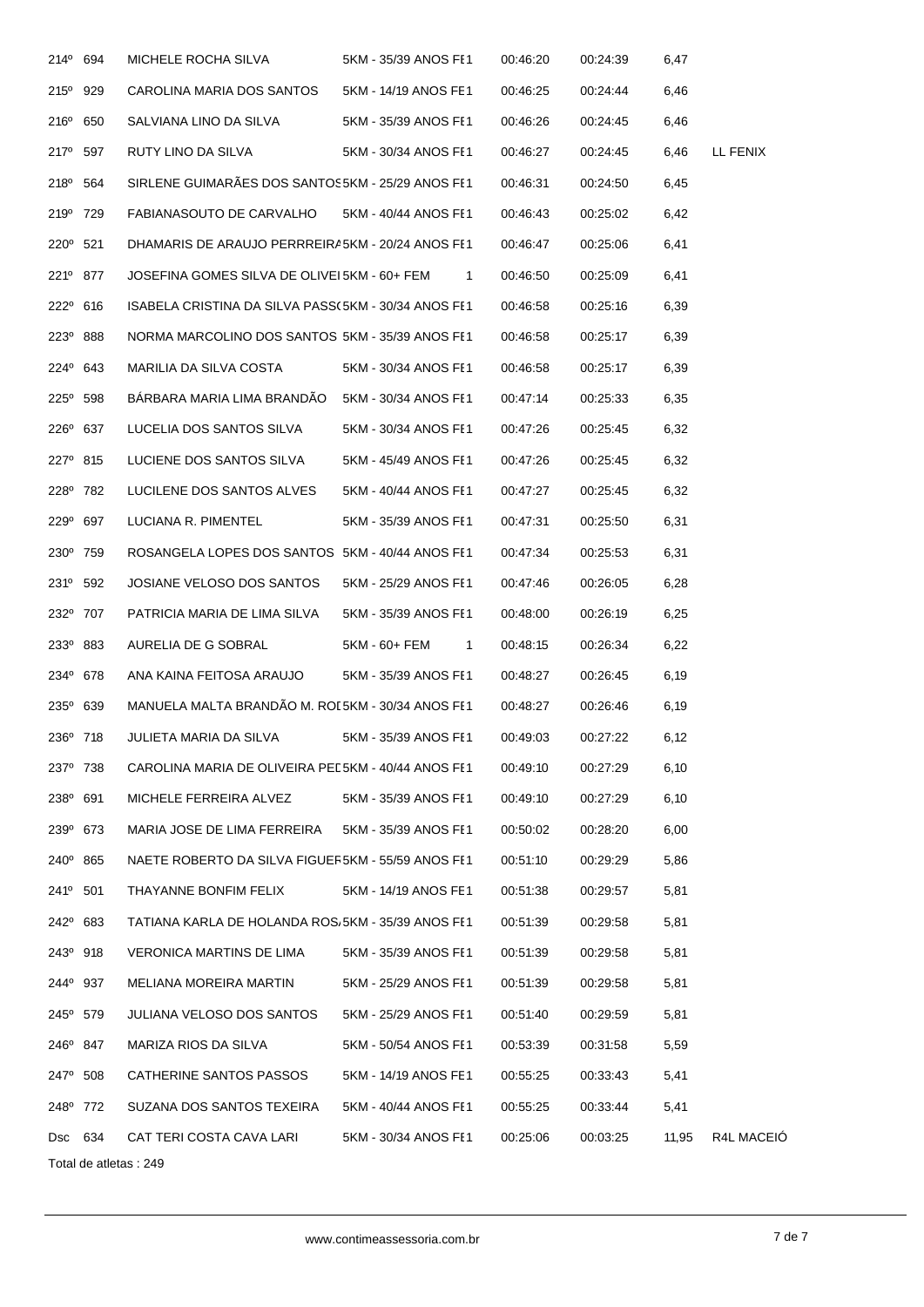| | | | | | | | | |
|---|---|---|---|---|---|---|---|---|
| 214º | 694 | MICHELE ROCHA SILVA | 5KM - 35/39 ANOS FE1 | 00:46:20 | 00:24:39 | 6,47 | |
| 215º | 929 | CAROLINA MARIA DOS SANTOS | 5KM - 14/19 ANOS FE1 | 00:46:25 | 00:24:44 | 6,46 | |
| 216º | 650 | SALVIANA LINO DA SILVA | 5KM - 35/39 ANOS FE1 | 00:46:26 | 00:24:45 | 6,46 | |
| 217º | 597 | RUTY LINO DA SILVA | 5KM - 30/34 ANOS FE1 | 00:46:27 | 00:24:45 | 6,46 | LL FENIX |
| 218º | 564 | SIRLENE GUIMARÃES DOS SANTOS | 5KM - 25/29 ANOS FE1 | 00:46:31 | 00:24:50 | 6,45 | |
| 219º | 729 | FABIANASOUTO DE CARVALHO | 5KM - 40/44 ANOS FE1 | 00:46:43 | 00:25:02 | 6,42 | |
| 220º | 521 | DHAMARIS DE ARAUJO PERRREIRA | 5KM - 20/24 ANOS FE1 | 00:46:47 | 00:25:06 | 6,41 | |
| 221º | 877 | JOSEFINA GOMES SILVA DE OLIVEI | 5KM - 60+ FEM 1 | 00:46:50 | 00:25:09 | 6,41 | |
| 222º | 616 | ISABELA CRISTINA DA SILVA PASSO | 5KM - 30/34 ANOS FE1 | 00:46:58 | 00:25:16 | 6,39 | |
| 223º | 888 | NORMA MARCOLINO DOS SANTOS | 5KM - 35/39 ANOS FE1 | 00:46:58 | 00:25:17 | 6,39 | |
| 224º | 643 | MARILIA DA SILVA COSTA | 5KM - 30/34 ANOS FE1 | 00:46:58 | 00:25:17 | 6,39 | |
| 225º | 598 | BÁRBARA MARIA LIMA BRANDÃO | 5KM - 30/34 ANOS FE1 | 00:47:14 | 00:25:33 | 6,35 | |
| 226º | 637 | LUCELIA DOS SANTOS SILVA | 5KM - 30/34 ANOS FE1 | 00:47:26 | 00:25:45 | 6,32 | |
| 227º | 815 | LUCIENE DOS SANTOS SILVA | 5KM - 45/49 ANOS FE1 | 00:47:26 | 00:25:45 | 6,32 | |
| 228º | 782 | LUCILENE DOS SANTOS ALVES | 5KM - 40/44 ANOS FE1 | 00:47:27 | 00:25:45 | 6,32 | |
| 229º | 697 | LUCIANA R. PIMENTEL | 5KM - 35/39 ANOS FE1 | 00:47:31 | 00:25:50 | 6,31 | |
| 230º | 759 | ROSANGELA LOPES DOS SANTOS | 5KM - 40/44 ANOS FE1 | 00:47:34 | 00:25:53 | 6,31 | |
| 231º | 592 | JOSIANE VELOSO DOS SANTOS | 5KM - 25/29 ANOS FE1 | 00:47:46 | 00:26:05 | 6,28 | |
| 232º | 707 | PATRICIA MARIA DE LIMA SILVA | 5KM - 35/39 ANOS FE1 | 00:48:00 | 00:26:19 | 6,25 | |
| 233º | 883 | AURELIA DE G SOBRAL | 5KM - 60+ FEM 1 | 00:48:15 | 00:26:34 | 6,22 | |
| 234º | 678 | ANA KAINA FEITOSA ARAUJO | 5KM - 35/39 ANOS FE1 | 00:48:27 | 00:26:45 | 6,19 | |
| 235º | 639 | MANUELA MALTA BRANDÃO M. ROI | 5KM - 30/34 ANOS FE1 | 00:48:27 | 00:26:46 | 6,19 | |
| 236º | 718 | JULIETA MARIA DA SILVA | 5KM - 35/39 ANOS FE1 | 00:49:03 | 00:27:22 | 6,12 | |
| 237º | 738 | CAROLINA MARIA DE OLIVEIRA PEI | 5KM - 40/44 ANOS FE1 | 00:49:10 | 00:27:29 | 6,10 | |
| 238º | 691 | MICHELE FERREIRA ALVEZ | 5KM - 35/39 ANOS FE1 | 00:49:10 | 00:27:29 | 6,10 | |
| 239º | 673 | MARIA JOSE DE LIMA FERREIRA | 5KM - 35/39 ANOS FE1 | 00:50:02 | 00:28:20 | 6,00 | |
| 240º | 865 | NAETE ROBERTO DA SILVA FIGUEF | 5KM - 55/59 ANOS FE1 | 00:51:10 | 00:29:29 | 5,86 | |
| 241º | 501 | THAYANNE BONFIM FELIX | 5KM - 14/19 ANOS FE1 | 00:51:38 | 00:29:57 | 5,81 | |
| 242º | 683 | TATIANA KARLA DE HOLANDA ROS | 5KM - 35/39 ANOS FE1 | 00:51:39 | 00:29:58 | 5,81 | |
| 243º | 918 | VERONICA MARTINS DE LIMA | 5KM - 35/39 ANOS FE1 | 00:51:39 | 00:29:58 | 5,81 | |
| 244º | 937 | MELIANA MOREIRA MARTIN | 5KM - 25/29 ANOS FE1 | 00:51:39 | 00:29:58 | 5,81 | |
| 245º | 579 | JULIANA VELOSO DOS SANTOS | 5KM - 25/29 ANOS FE1 | 00:51:40 | 00:29:59 | 5,81 | |
| 246º | 847 | MARIZA RIOS DA SILVA | 5KM - 50/54 ANOS FE1 | 00:53:39 | 00:31:58 | 5,59 | |
| 247º | 508 | CATHERINE SANTOS PASSOS | 5KM - 14/19 ANOS FE1 | 00:55:25 | 00:33:43 | 5,41 | |
| 248º | 772 | SUZANA DOS SANTOS TEXEIRA | 5KM - 40/44 ANOS FE1 | 00:55:25 | 00:33:44 | 5,41 | |
| Dsc | 634 | CAT TERI COSTA CAVA LARI | 5KM - 30/34 ANOS FE1 | 00:25:06 | 00:03:25 | 11,95 | R4L MACEIÓ |

Total de atletas : 249

www.contimeassessoria.com.br